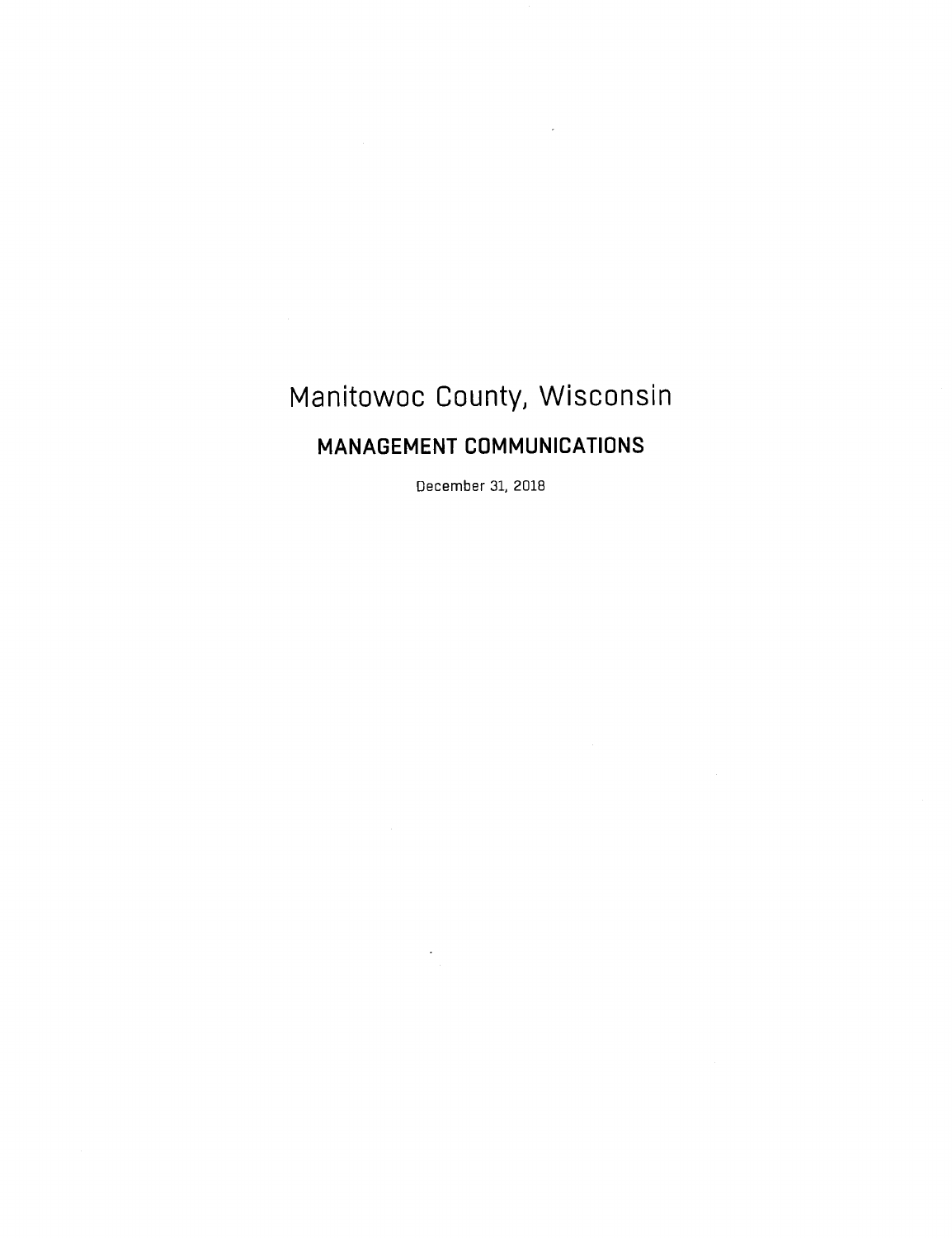# Manitowoc County, Wisconsin

## MANAGEMENT COMMUNICATIONS

December 31, 2018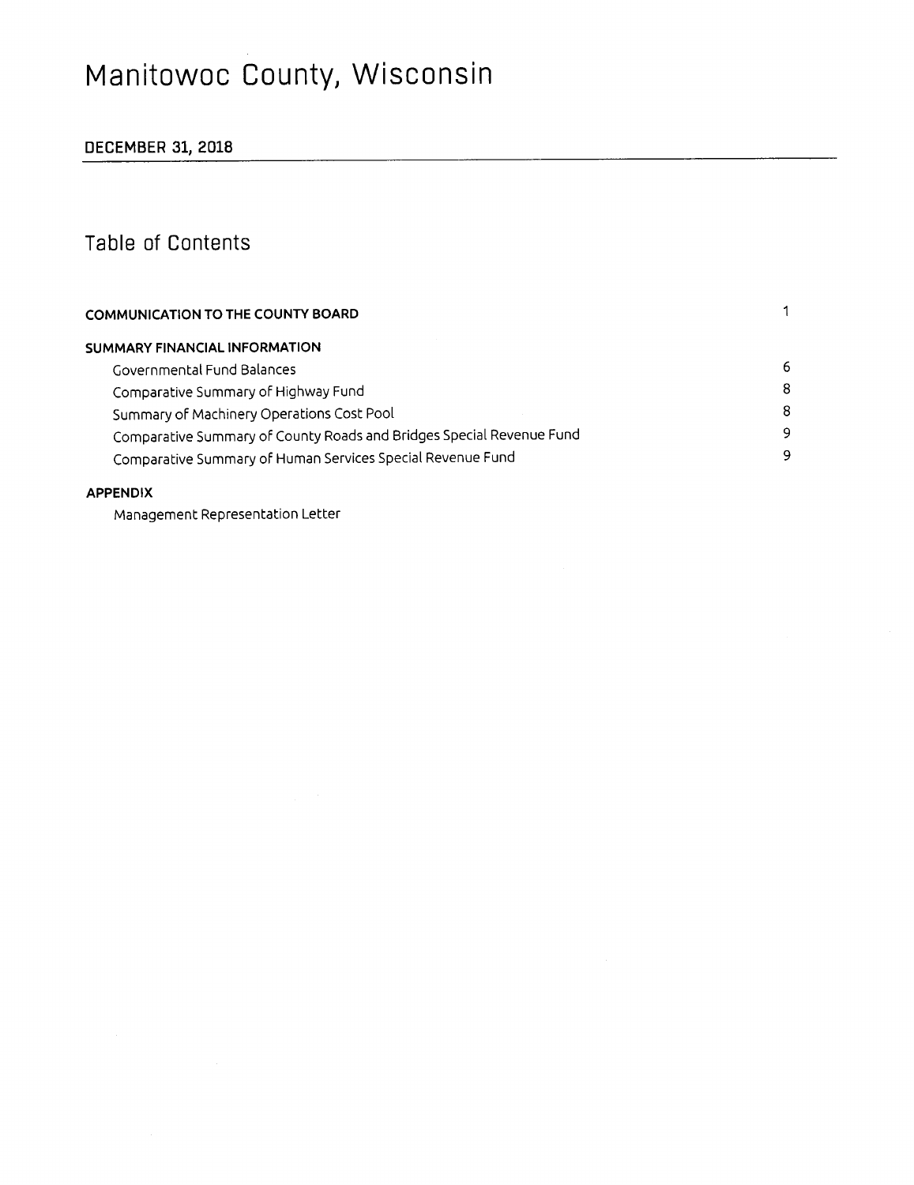# Manitowoc County, Wisconsin

**DECEMBER 31, 2018**

## Table of Contents

| | |
|---|---|
| **COMMUNICATION TO THE COUNTY BOARD** | 1 |
| **SUMMARY FINANCIAL INFORMATION** | |
| Governmental Fund Balances | 6 |
| Comparative Summary of Highway Fund | 8 |
| Summary of Machinery Operations Cost Pool | 8 |
| Comparative Summary of County Roads and Bridges Special Revenue Fund | 9 |
| Comparative Summary of Human Services Special Revenue Fund | 9 |
| **APPENDIX** | |
| Management Representation Letter | |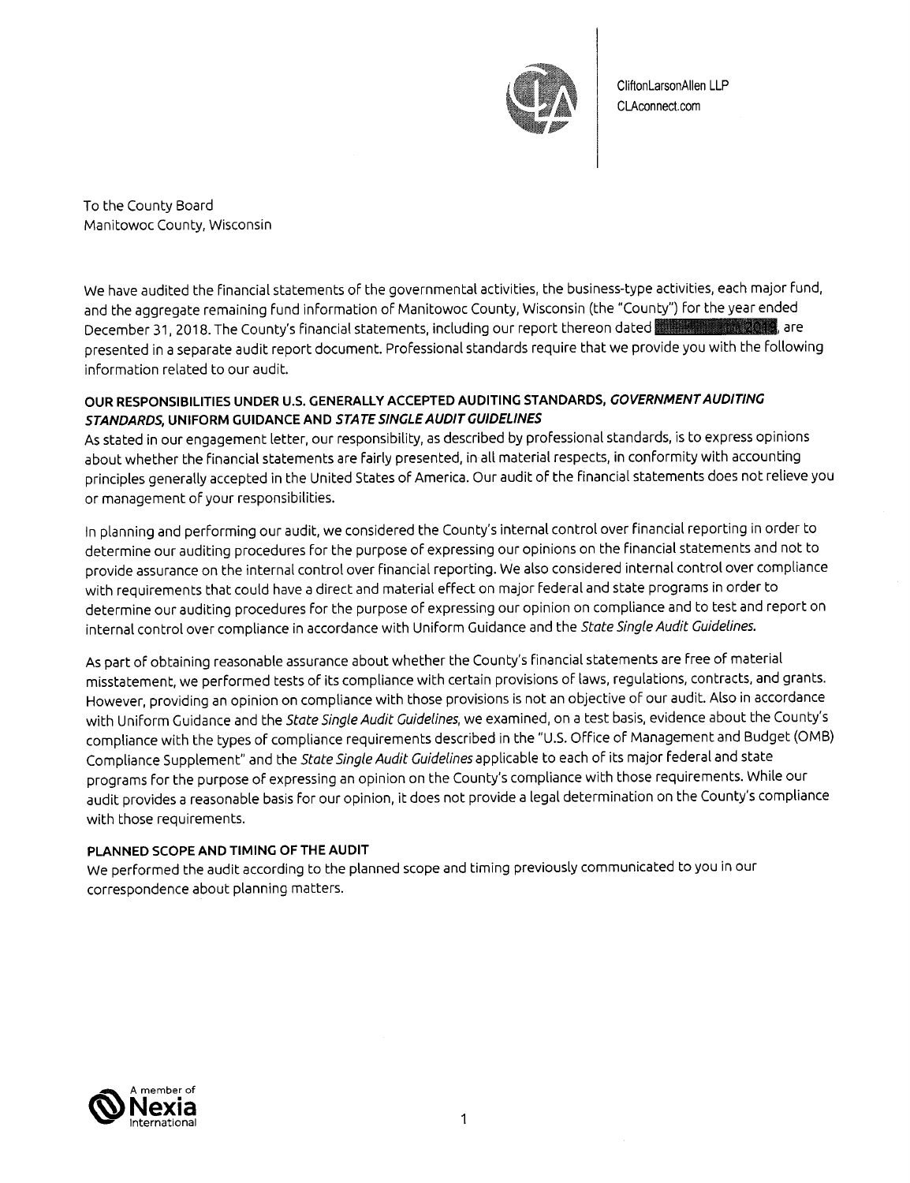CliftonLarsonAllen LLP
CLAconnect.com

To the County Board
Manitowoc County, Wisconsin

We have audited the financial statements of the governmental activities, the business-type activities, each major fund, and the aggregate remaining fund information of Manitowoc County, Wisconsin (the "County") for the year ended December 31, 2018. The County's financial statements, including our report thereon dated ██████ 2019, are presented in a separate audit report document. Professional standards require that we provide you with the following information related to our audit.

**OUR RESPONSIBILITIES UNDER U.S. GENERALLY ACCEPTED AUDITING STANDARDS, *GOVERNMENT AUDITING STANDARDS*, UNIFORM GUIDANCE AND *STATE SINGLE AUDIT GUIDELINES***

As stated in our engagement letter, our responsibility, as described by professional standards, is to express opinions about whether the financial statements are fairly presented, in all material respects, in conformity with accounting principles generally accepted in the United States of America. Our audit of the financial statements does not relieve you or management of your responsibilities.

In planning and performing our audit, we considered the County's internal control over financial reporting in order to determine our auditing procedures for the purpose of expressing our opinions on the financial statements and not to provide assurance on the internal control over financial reporting. We also considered internal control over compliance with requirements that could have a direct and material effect on major federal and state programs in order to determine our auditing procedures for the purpose of expressing our opinion on compliance and to test and report on internal control over compliance in accordance with Uniform Guidance and the *State Single Audit Guidelines*.

As part of obtaining reasonable assurance about whether the County's financial statements are free of material misstatement, we performed tests of its compliance with certain provisions of laws, regulations, contracts, and grants. However, providing an opinion on compliance with those provisions is not an objective of our audit. Also in accordance with Uniform Guidance and the *State Single Audit Guidelines*, we examined, on a test basis, evidence about the County's compliance with the types of compliance requirements described in the "U.S. Office of Management and Budget (OMB) Compliance Supplement" and the *State Single Audit Guidelines* applicable to each of its major federal and state programs for the purpose of expressing an opinion on the County's compliance with those requirements. While our audit provides a reasonable basis for our opinion, it does not provide a legal determination on the County's compliance with those requirements.

**PLANNED SCOPE AND TIMING OF THE AUDIT**

We performed the audit according to the planned scope and timing previously communicated to you in our correspondence about planning matters.

A member of Nexia International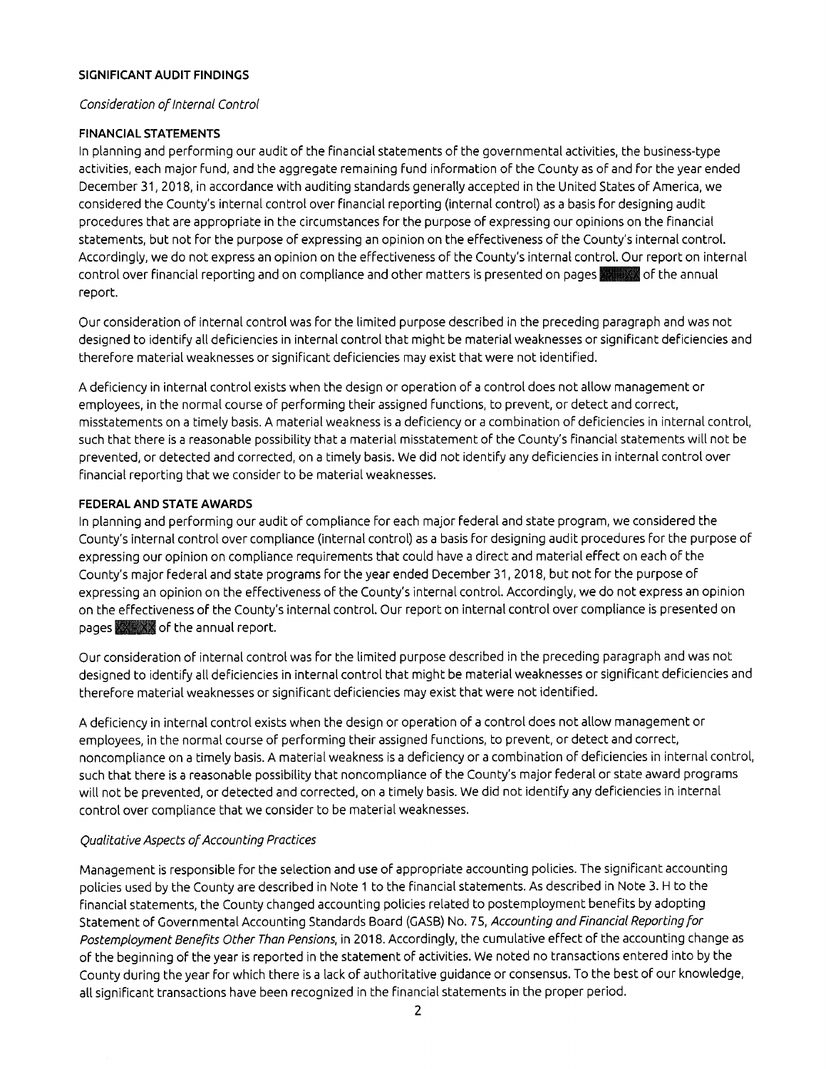**SIGNIFICANT AUDIT FINDINGS**

*Consideration of Internal Control*

**FINANCIAL STATEMENTS**

In planning and performing our audit of the financial statements of the governmental activities, the business-type activities, each major fund, and the aggregate remaining fund information of the County as of and for the year ended December 31, 2018, in accordance with auditing standards generally accepted in the United States of America, we considered the County's internal control over financial reporting (internal control) as a basis for designing audit procedures that are appropriate in the circumstances for the purpose of expressing our opinions on the financial statements, but not for the purpose of expressing an opinion on the effectiveness of the County's internal control. Accordingly, we do not express an opinion on the effectiveness of the County's internal control. Our report on internal control over financial reporting and on compliance and other matters is presented on pages XX-XX of the annual report.

Our consideration of internal control was for the limited purpose described in the preceding paragraph and was not designed to identify all deficiencies in internal control that might be material weaknesses or significant deficiencies and therefore material weaknesses or significant deficiencies may exist that were not identified.

A deficiency in internal control exists when the design or operation of a control does not allow management or employees, in the normal course of performing their assigned functions, to prevent, or detect and correct, misstatements on a timely basis. A material weakness is a deficiency or a combination of deficiencies in internal control, such that there is a reasonable possibility that a material misstatement of the County's financial statements will not be prevented, or detected and corrected, on a timely basis. We did not identify any deficiencies in internal control over financial reporting that we consider to be material weaknesses.

**FEDERAL AND STATE AWARDS**

In planning and performing our audit of compliance for each major federal and state program, we considered the County's internal control over compliance (internal control) as a basis for designing audit procedures for the purpose of expressing our opinion on compliance requirements that could have a direct and material effect on each of the County's major federal and state programs for the year ended December 31, 2018, but not for the purpose of expressing an opinion on the effectiveness of the County's internal control. Accordingly, we do not express an opinion on the effectiveness of the County's internal control. Our report on internal control over compliance is presented on pages XX-XX of the annual report.

Our consideration of internal control was for the limited purpose described in the preceding paragraph and was not designed to identify all deficiencies in internal control that might be material weaknesses or significant deficiencies and therefore material weaknesses or significant deficiencies may exist that were not identified.

A deficiency in internal control exists when the design or operation of a control does not allow management or employees, in the normal course of performing their assigned functions, to prevent, or detect and correct, noncompliance on a timely basis. A material weakness is a deficiency or a combination of deficiencies in internal control, such that there is a reasonable possibility that noncompliance of the County's major federal or state award programs will not be prevented, or detected and corrected, on a timely basis. We did not identify any deficiencies in internal control over compliance that we consider to be material weaknesses.

*Qualitative Aspects of Accounting Practices*

Management is responsible for the selection and use of appropriate accounting policies. The significant accounting policies used by the County are described in Note 1 to the financial statements. As described in Note 3. H to the financial statements, the County changed accounting policies related to postemployment benefits by adopting Statement of Governmental Accounting Standards Board (GASB) No. 75, *Accounting and Financial Reporting for Postemployment Benefits Other Than Pensions*, in 2018. Accordingly, the cumulative effect of the accounting change as of the beginning of the year is reported in the statement of activities. We noted no transactions entered into by the County during the year for which there is a lack of authoritative guidance or consensus. To the best of our knowledge, all significant transactions have been recognized in the financial statements in the proper period.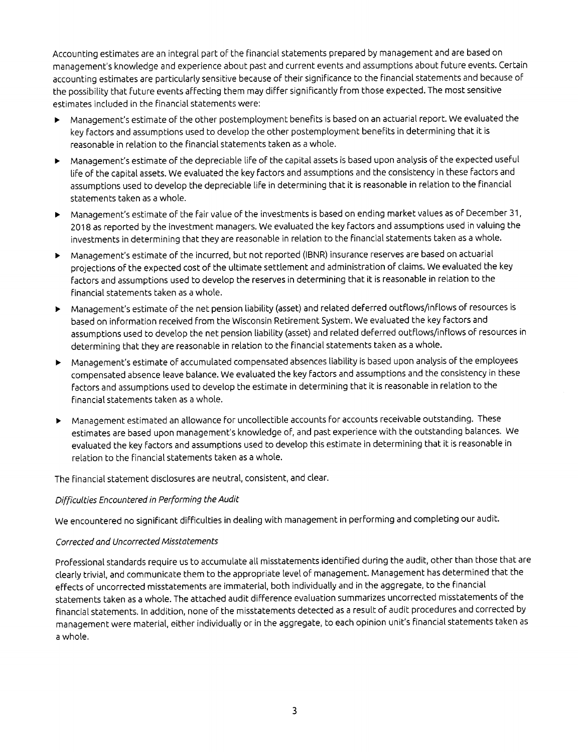Accounting estimates are an integral part of the financial statements prepared by management and are based on management's knowledge and experience about past and current events and assumptions about future events. Certain accounting estimates are particularly sensitive because of their significance to the financial statements and because of the possibility that future events affecting them may differ significantly from those expected. The most sensitive estimates included in the financial statements were:

- Management's estimate of the other postemployment benefits is based on an actuarial report. We evaluated the key factors and assumptions used to develop the other postemployment benefits in determining that it is reasonable in relation to the financial statements taken as a whole.
- Management's estimate of the depreciable life of the capital assets is based upon analysis of the expected useful life of the capital assets. We evaluated the key factors and assumptions and the consistency in these factors and assumptions used to develop the depreciable life in determining that it is reasonable in relation to the financial statements taken as a whole.
- Management's estimate of the fair value of the investments is based on ending market values as of December 31, 2018 as reported by the investment managers. We evaluated the key factors and assumptions used in valuing the investments in determining that they are reasonable in relation to the financial statements taken as a whole.
- Management's estimate of the incurred, but not reported (IBNR) insurance reserves are based on actuarial projections of the expected cost of the ultimate settlement and administration of claims. We evaluated the key factors and assumptions used to develop the reserves in determining that it is reasonable in relation to the financial statements taken as a whole.
- Management's estimate of the net pension liability (asset) and related deferred outflows/inflows of resources is based on information received from the Wisconsin Retirement System. We evaluated the key factors and assumptions used to develop the net pension liability (asset) and related deferred outflows/inflows of resources in determining that they are reasonable in relation to the financial statements taken as a whole.
- Management's estimate of accumulated compensated absences liability is based upon analysis of the employees compensated absence leave balance. We evaluated the key factors and assumptions and the consistency in these factors and assumptions used to develop the estimate in determining that it is reasonable in relation to the financial statements taken as a whole.
- Management estimated an allowance for uncollectible accounts for accounts receivable outstanding. These estimates are based upon management's knowledge of, and past experience with the outstanding balances. We evaluated the key factors and assumptions used to develop this estimate in determining that it is reasonable in relation to the financial statements taken as a whole.

The financial statement disclosures are neutral, consistent, and clear.

*Difficulties Encountered in Performing the Audit*

We encountered no significant difficulties in dealing with management in performing and completing our audit.

*Corrected and Uncorrected Misstatements*

Professional standards require us to accumulate all misstatements identified during the audit, other than those that are clearly trivial, and communicate them to the appropriate level of management. Management has determined that the effects of uncorrected misstatements are immaterial, both individually and in the aggregate, to the financial statements taken as a whole. The attached audit difference evaluation summarizes uncorrected misstatements of the financial statements. In addition, none of the misstatements detected as a result of audit procedures and corrected by management were material, either individually or in the aggregate, to each opinion unit's financial statements taken as a whole.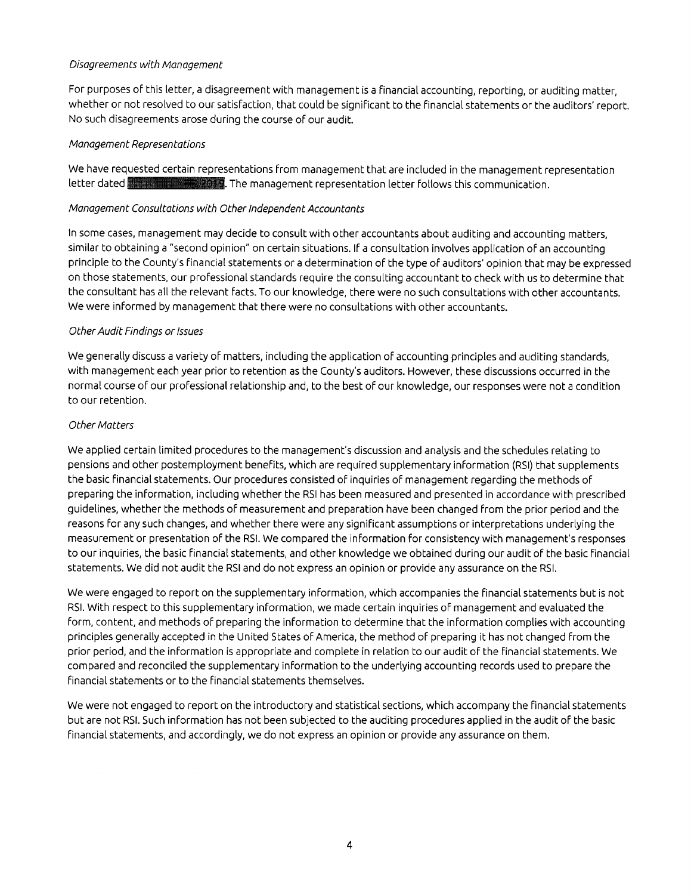*Disagreements with Management*

For purposes of this letter, a disagreement with management is a financial accounting, reporting, or auditing matter, whether or not resolved to our satisfaction, that could be significant to the financial statements or the auditors' report. No such disagreements arose during the course of our audit.

*Management Representations*

We have requested certain representations from management that are included in the management representation letter dated ██████████ 2019. The management representation letter follows this communication.

*Management Consultations with Other Independent Accountants*

In some cases, management may decide to consult with other accountants about auditing and accounting matters, similar to obtaining a "second opinion" on certain situations. If a consultation involves application of an accounting principle to the County's financial statements or a determination of the type of auditors' opinion that may be expressed on those statements, our professional standards require the consulting accountant to check with us to determine that the consultant has all the relevant facts. To our knowledge, there were no such consultations with other accountants. We were informed by management that there were no consultations with other accountants.

*Other Audit Findings or Issues*

We generally discuss a variety of matters, including the application of accounting principles and auditing standards, with management each year prior to retention as the County's auditors. However, these discussions occurred in the normal course of our professional relationship and, to the best of our knowledge, our responses were not a condition to our retention.

*Other Matters*

We applied certain limited procedures to the management's discussion and analysis and the schedules relating to pensions and other postemployment benefits, which are required supplementary information (RSI) that supplements the basic financial statements. Our procedures consisted of inquiries of management regarding the methods of preparing the information, including whether the RSI has been measured and presented in accordance with prescribed guidelines, whether the methods of measurement and preparation have been changed from the prior period and the reasons for any such changes, and whether there were any significant assumptions or interpretations underlying the measurement or presentation of the RSI. We compared the information for consistency with management's responses to our inquiries, the basic financial statements, and other knowledge we obtained during our audit of the basic financial statements. We did not audit the RSI and do not express an opinion or provide any assurance on the RSI.

We were engaged to report on the supplementary information, which accompanies the financial statements but is not RSI. With respect to this supplementary information, we made certain inquiries of management and evaluated the form, content, and methods of preparing the information to determine that the information complies with accounting principles generally accepted in the United States of America, the method of preparing it has not changed from the prior period, and the information is appropriate and complete in relation to our audit of the financial statements. We compared and reconciled the supplementary information to the underlying accounting records used to prepare the financial statements or to the financial statements themselves.

We were not engaged to report on the introductory and statistical sections, which accompany the financial statements but are not RSI. Such information has not been subjected to the auditing procedures applied in the audit of the basic financial statements, and accordingly, we do not express an opinion or provide any assurance on them.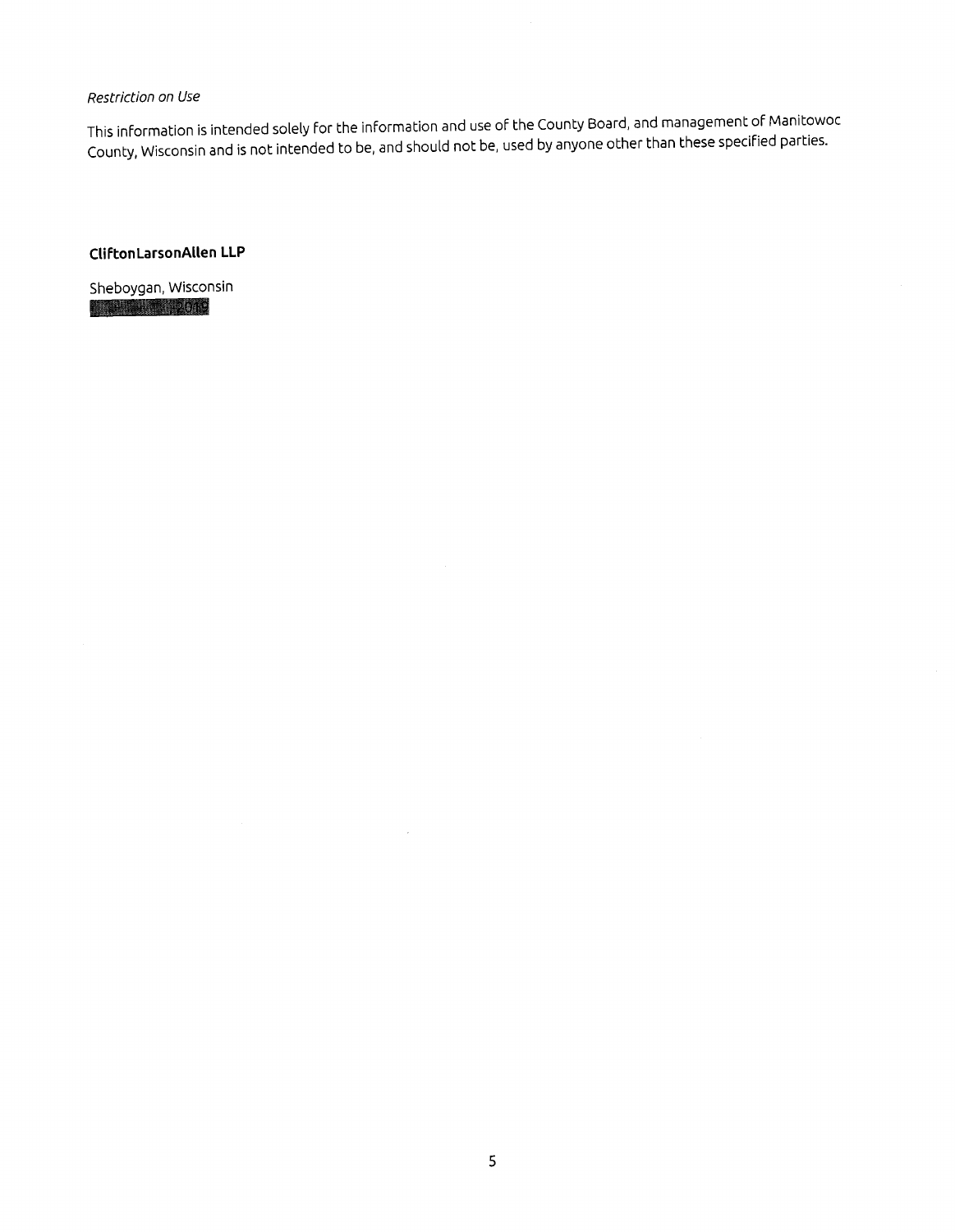*Restriction on Use*

This information is intended solely for the information and use of the County Board, and management of Manitowoc County, Wisconsin and is not intended to be, and should not be, used by anyone other than these specified parties.

**CliftonLarsonAllen LLP**

Sheboygan, Wisconsin
2019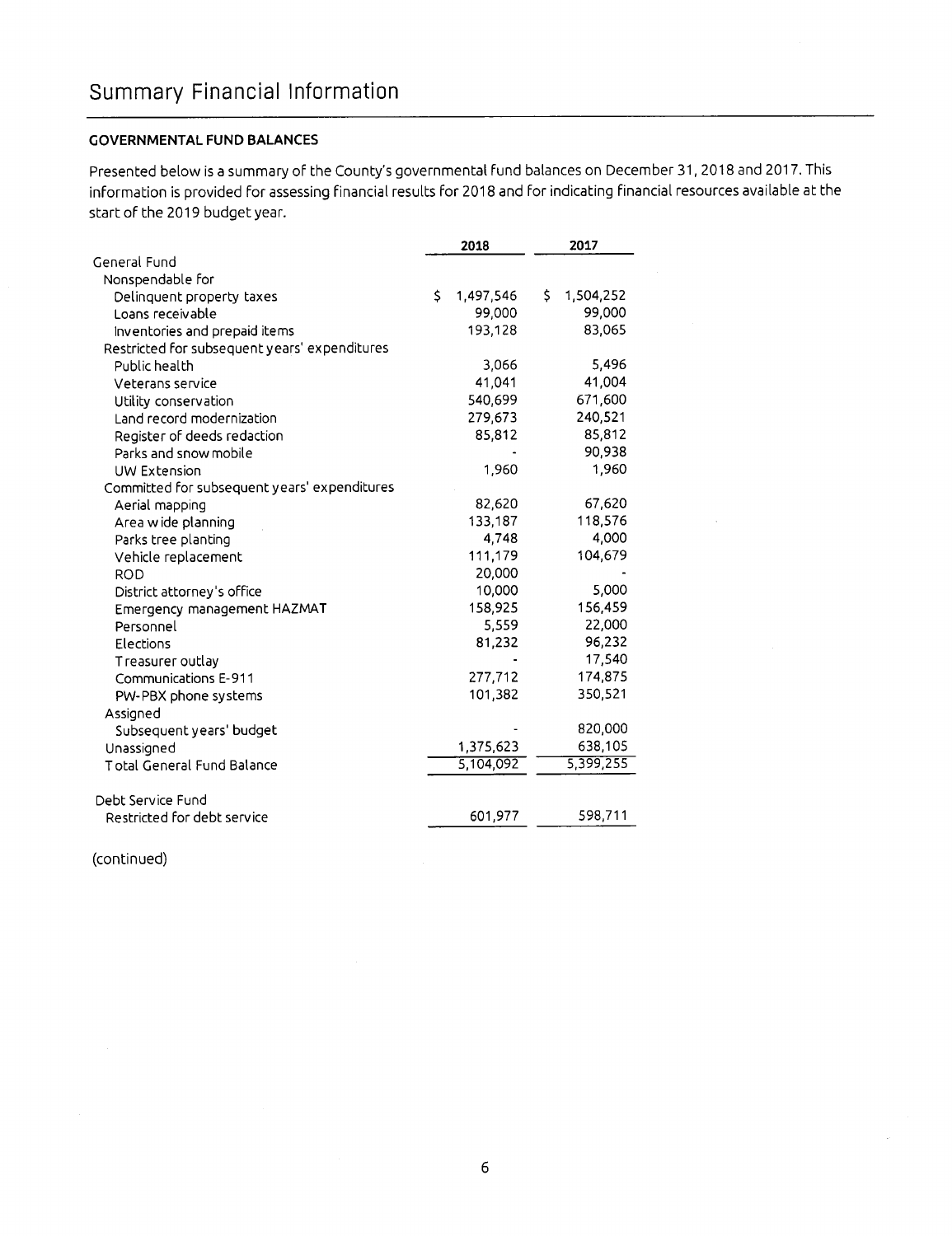# Summary Financial Information

**GOVERNMENTAL FUND BALANCES**

Presented below is a summary of the County's governmental fund balances on December 31, 2018 and 2017. This information is provided for assessing financial results for 2018 and for indicating financial resources available at the start of the 2019 budget year.

| | 2018 | 2017 |
|---|---|---|
| General Fund | | |
| Nonspendable for | | |
| Delinquent property taxes | $ 1,497,546 | $ 1,504,252 |
| Loans receivable | 99,000 | 99,000 |
| Inventories and prepaid items | 193,128 | 83,065 |
| Restricted for subsequent years' expenditures | | |
| Public health | 3,066 | 5,496 |
| Veterans service | 41,041 | 41,004 |
| Utility conservation | 540,699 | 671,600 |
| Land record modernization | 279,673 | 240,521 |
| Register of deeds redaction | 85,812 | 85,812 |
| Parks and snow mobile | - | 90,938 |
| UW Extension | 1,960 | 1,960 |
| Committed for subsequent years' expenditures | | |
| Aerial mapping | 82,620 | 67,620 |
| Area wide planning | 133,187 | 118,576 |
| Parks tree planting | 4,748 | 4,000 |
| Vehicle replacement | 111,179 | 104,679 |
| ROD | 20,000 | - |
| District attorney's office | 10,000 | 5,000 |
| Emergency management HAZMAT | 158,925 | 156,459 |
| Personnel | 5,559 | 22,000 |
| Elections | 81,232 | 96,232 |
| Treasurer outlay | - | 17,540 |
| Communications E-911 | 277,712 | 174,875 |
| PW-PBX phone systems | 101,382 | 350,521 |
| Assigned | | |
| Subsequent years' budget | - | 820,000 |
| Unassigned | 1,375,623 | 638,105 |
| Total General Fund Balance | 5,104,092 | 5,399,255 |
| | | |
| Debt Service Fund | | |
| Restricted for debt service | 601,977 | 598,711 |

(continued)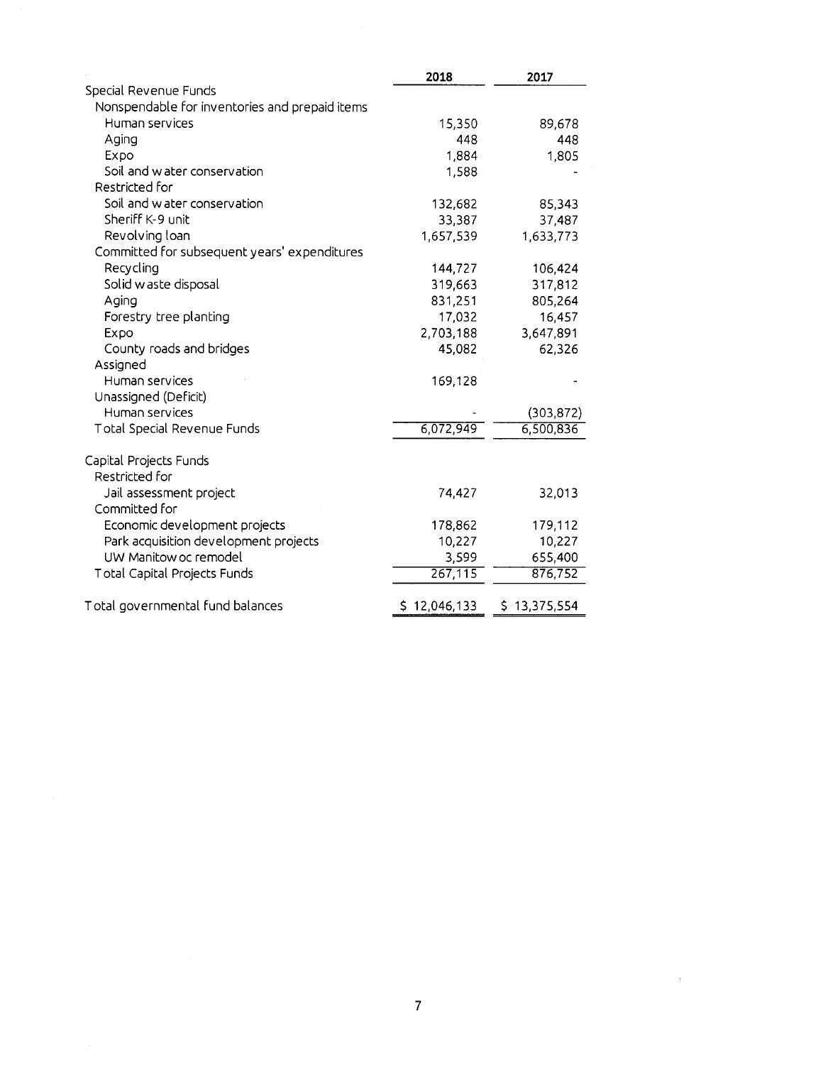| | 2018 | 2017 |
|---|---|---|
| Special Revenue Funds | | |
| Nonspendable for inventories and prepaid items | | |
| Human services | 15,350 | 89,678 |
| Aging | 448 | 448 |
| Expo | 1,884 | 1,805 |
| Soil and water conservation | 1,588 | - |
| Restricted for | | |
| Soil and water conservation | 132,682 | 85,343 |
| Sheriff K-9 unit | 33,387 | 37,487 |
| Revolving loan | 1,657,539 | 1,633,773 |
| Committed for subsequent years' expenditures | | |
| Recycling | 144,727 | 106,424 |
| Solid waste disposal | 319,663 | 317,812 |
| Aging | 831,251 | 805,264 |
| Forestry tree planting | 17,032 | 16,457 |
| Expo | 2,703,188 | 3,647,891 |
| County roads and bridges | 45,082 | 62,326 |
| Assigned | | |
| Human services | 169,128 | - |
| Unassigned (Deficit) | | |
| Human services | - | (303,872) |
| Total Special Revenue Funds | 6,072,949 | 6,500,836 |
| | | |
| Capital Projects Funds | | |
| Restricted for | | |
| Jail assessment project | 74,427 | 32,013 |
| Committed for | | |
| Economic development projects | 178,862 | 179,112 |
| Park acquisition development projects | 10,227 | 10,227 |
| UW Manitowoc remodel | 3,599 | 655,400 |
| Total Capital Projects Funds | 267,115 | 876,752 |
| | | |
| Total governmental fund balances | $ 12,046,133 | $ 13,375,554 |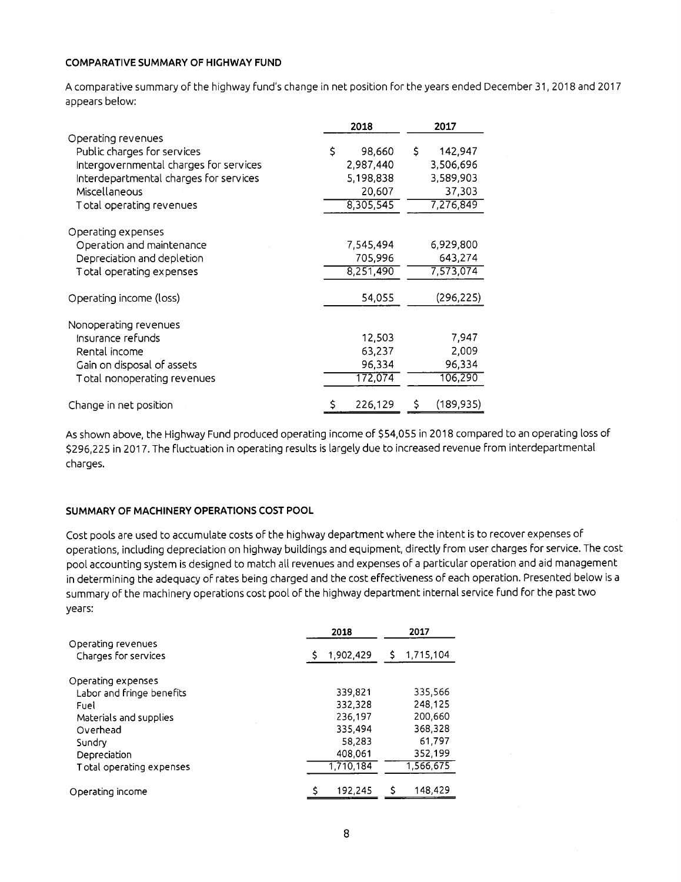### COMPARATIVE SUMMARY OF HIGHWAY FUND

A comparative summary of the highway fund's change in net position for the years ended December 31, 2018 and 2017 appears below:

| | 2018 | 2017 |
|---|---|---|
| Operating revenues | | |
| Public charges for services | $ 98,660 | $ 142,947 |
| Intergovernmental charges for services | 2,987,440 | 3,506,696 |
| Interdepartmental charges for services | 5,198,838 | 3,589,903 |
| Miscellaneous | 20,607 | 37,303 |
| Total operating revenues | 8,305,545 | 7,276,849 |
| Operating expenses | | |
| Operation and maintenance | 7,545,494 | 6,929,800 |
| Depreciation and depletion | 705,996 | 643,274 |
| Total operating expenses | 8,251,490 | 7,573,074 |
| Operating income (loss) | 54,055 | (296,225) |
| Nonoperating revenues | | |
| Insurance refunds | 12,503 | 7,947 |
| Rental income | 63,237 | 2,009 |
| Gain on disposal of assets | 96,334 | 96,334 |
| Total nonoperating revenues | 172,074 | 106,290 |
| Change in net position | $ 226,129 | $ (189,935) |

As shown above, the Highway Fund produced operating income of $54,055 in 2018 compared to an operating loss of $296,225 in 2017. The fluctuation in operating results is largely due to increased revenue from interdepartmental charges.

### SUMMARY OF MACHINERY OPERATIONS COST POOL

Cost pools are used to accumulate costs of the highway department where the intent is to recover expenses of operations, including depreciation on highway buildings and equipment, directly from user charges for service. The cost pool accounting system is designed to match all revenues and expenses of a particular operation and aid management in determining the adequacy of rates being charged and the cost effectiveness of each operation. Presented below is a summary of the machinery operations cost pool of the highway department internal service fund for the past two years:

| | 2018 | 2017 |
|---|---|---|
| Operating revenues | | |
| Charges for services | $ 1,902,429 | $ 1,715,104 |
| Operating expenses | | |
| Labor and fringe benefits | 339,821 | 335,566 |
| Fuel | 332,328 | 248,125 |
| Materials and supplies | 236,197 | 200,660 |
| Overhead | 335,494 | 368,328 |
| Sundry | 58,283 | 61,797 |
| Depreciation | 408,061 | 352,199 |
| Total operating expenses | 1,710,184 | 1,566,675 |
| Operating income | $ 192,245 | $ 148,429 |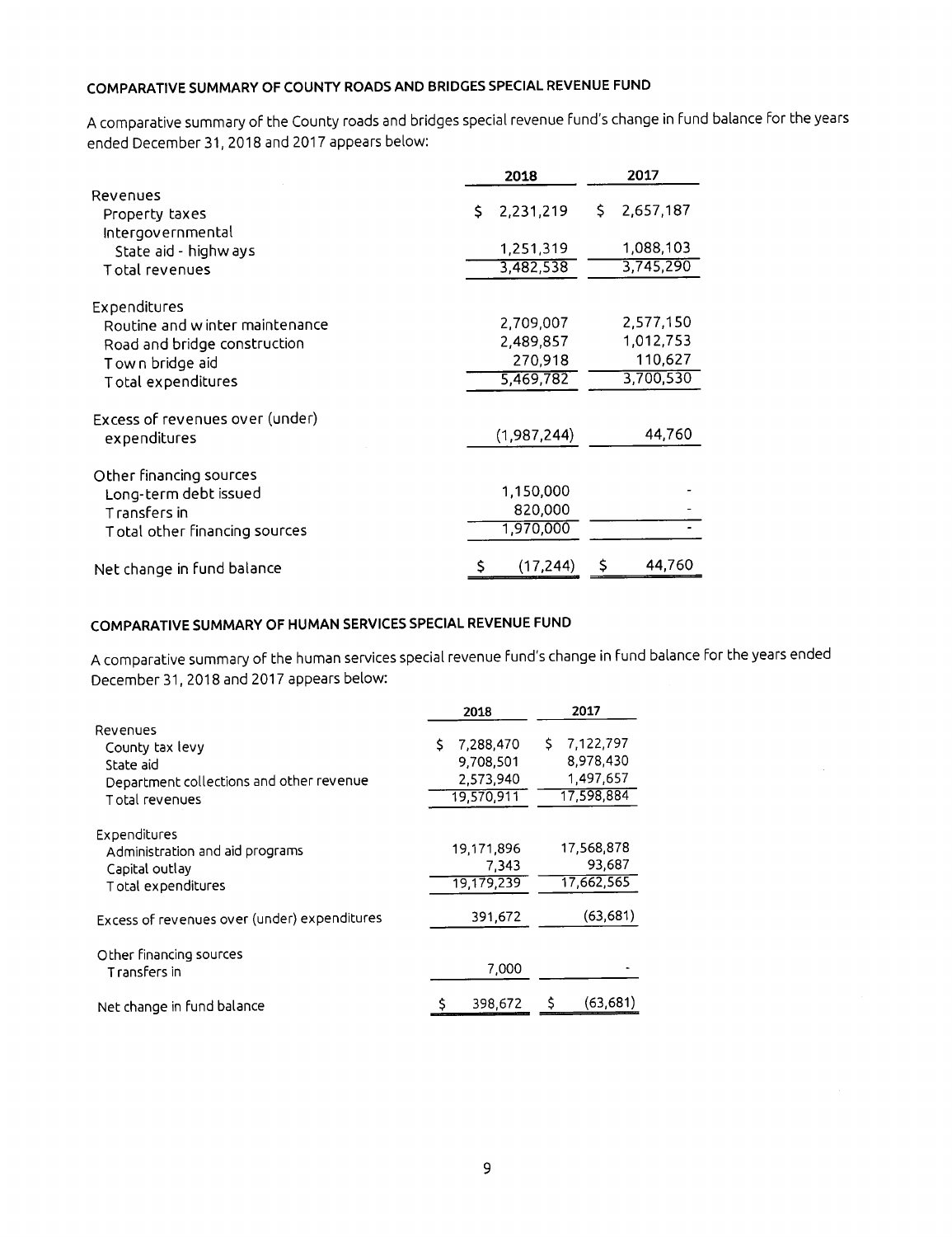## COMPARATIVE SUMMARY OF COUNTY ROADS AND BRIDGES SPECIAL REVENUE FUND

A comparative summary of the County roads and bridges special revenue fund's change in fund balance for the years ended December 31, 2018 and 2017 appears below:

| | 2018 | 2017 |
|---|---|---|
| Revenues | | |
| Property taxes | $ 2,231,219 | $ 2,657,187 |
| Intergovernmental | | |
| State aid - highways | 1,251,319 | 1,088,103 |
| Total revenues | 3,482,538 | 3,745,290 |
| Expenditures | | |
| Routine and winter maintenance | 2,709,007 | 2,577,150 |
| Road and bridge construction | 2,489,857 | 1,012,753 |
| Town bridge aid | 270,918 | 110,627 |
| Total expenditures | 5,469,782 | 3,700,530 |
| Excess of revenues over (under) expenditures | (1,987,244) | 44,760 |
| Other financing sources | | |
| Long-term debt issued | 1,150,000 | - |
| Transfers in | 820,000 | - |
| Total other financing sources | 1,970,000 | - |
| Net change in fund balance | $ (17,244) | $ 44,760 |

## COMPARATIVE SUMMARY OF HUMAN SERVICES SPECIAL REVENUE FUND

A comparative summary of the human services special revenue fund's change in fund balance for the years ended December 31, 2018 and 2017 appears below:

| | 2018 | 2017 |
|---|---|---|
| Revenues | | |
| County tax levy | $ 7,288,470 | $ 7,122,797 |
| State aid | 9,708,501 | 8,978,430 |
| Department collections and other revenue | 2,573,940 | 1,497,657 |
| Total revenues | 19,570,911 | 17,598,884 |
| Expenditures | | |
| Administration and aid programs | 19,171,896 | 17,568,878 |
| Capital outlay | 7,343 | 93,687 |
| Total expenditures | 19,179,239 | 17,662,565 |
| Excess of revenues over (under) expenditures | 391,672 | (63,681) |
| Other financing sources | | |
| Transfers in | 7,000 | - |
| Net change in fund balance | $ 398,672 | $ (63,681) |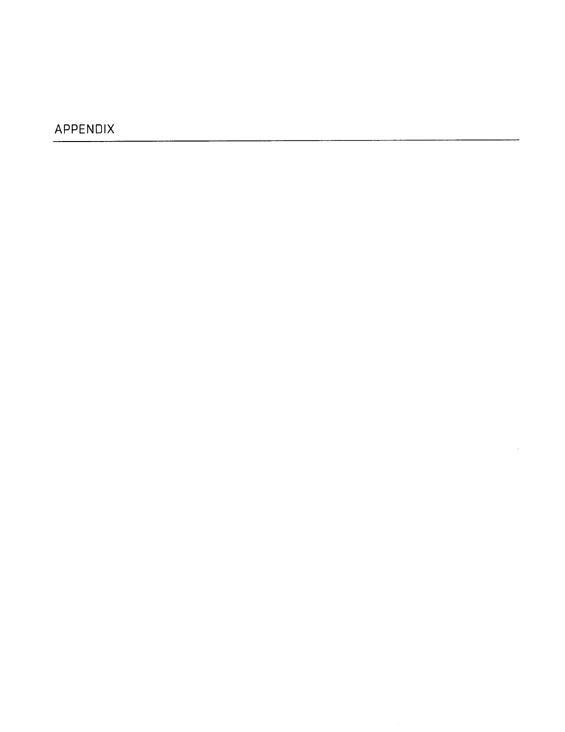# APPENDIX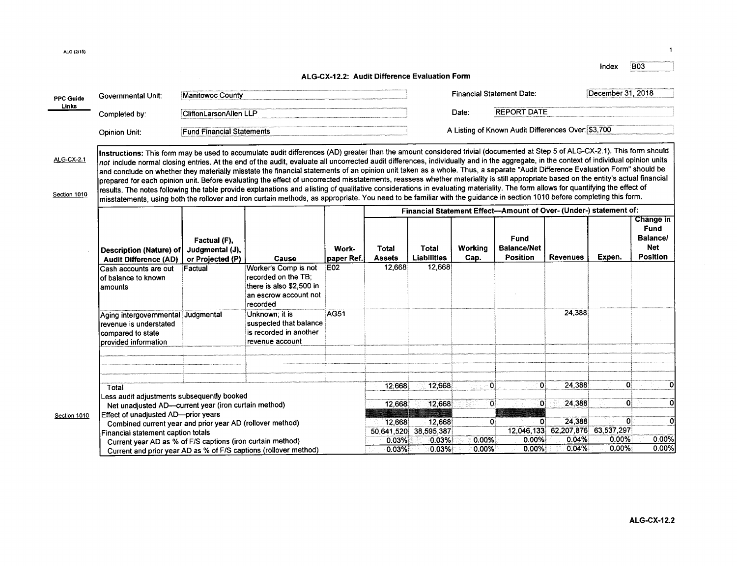ALG (2/15)

Index B03

## ALG-CX-12.2: Audit Difference Evaluation Form

**PPC Guide Links**

| | | | | |
|---|---|---|---|---|
| Governmental Unit: | Manitowoc County | | Financial Statement Date: | December 31, 2018 |
| Completed by: | CliftonLarsonAllen LLP | | Date: | REPORT DATE |
| Opinion Unit: | Fund Financial Statements | | A Listing of Known Audit Differences Over: | $3,700 |

ALG-CX-2.1

Section 1010

**Instructions:** This form may be used to accumulate audit differences (AD) greater than the amount considered trivial (documented at Step 5 of ALG-CX-2.1). This form should *not* include normal closing entries. At the end of the audit, evaluate all uncorrected audit differences, individually and in the aggregate, in the context of individual opinion units and conclude on whether they materially misstate the financial statements of an opinion unit taken as a whole. Thus, a separate "Audit Difference Evaluation Form" should be prepared for each opinion unit. Before evaluating the effect of uncorrected misstatements, reassess whether materiality is still appropriate based on the entity's actual financial results. The notes following the table provide explanations and a listing of qualitative considerations in evaluating materiality. The form allows for quantifying the effect of misstatements, using both the rollover and iron curtain methods, as appropriate. You need to be familiar with the guidance in section 1010 before completing this form.

| | | | | Financial Statement Effect—Amount of Over- (Under-) statement of: | | | | | | |
|---|---|---|---|---|---|---|---|---|---|---|
| **Description (Nature) of Audit Difference (AD)** | **Factual (F), Judgmental (J), or Projected (P)** | **Cause** | **Work-paper Ref.** | **Total Assets** | **Total Liabilities** | **Working Cap.** | **Fund Balance/Net Position** | **Revenues** | **Expen.** | **Change in Fund Balance/ Net Position** |
| Cash accounts are out of balance to known amounts | Factual | Worker's Comp is not recorded on the TB; there is also $2,500 in an escrow account not recorded | E02 | 12,668 | 12,668 | | | | | |
| Aging intergovernmental revenue is understated compared to state provided information | Judgmental | Unknown; it is suspected that balance is recorded in another revenue account | AG51 | | | | | 24,388 | | |
| | | | | | | | | | | |
| | | | | | | | | | | |
| | | | | | | | | | | |
| Total | | | | 12,668 | 12,668 | 0 | 0 | 24,388 | 0 | 0 |
| Less audit adjustments subsequently booked | | | | | | | | | | |
| Net unadjusted AD—current year (iron curtain method) | | | | 12,668 | 12,668 | 0 | 0 | 24,388 | 0 | 0 |
| Effect of unadjusted AD—prior years | | | | | | | | | | |
| Combined current year and prior year AD (rollover method) | | | | 12,668 | 12,668 | 0 | 0 | 24,388 | 0 | 0 |
| Financial statement caption totals | | | | 50,641,520 | 38,595,387 | | 12,046,133 | 62,207,876 | 63,537,297 | |
| Current year AD as % of F/S captions (iron curtain method) | | | | 0.03% | 0.03% | 0.00% | 0.00% | 0.04% | 0.00% | 0.00% |
| Current and prior year AD as % of F/S captions (rollover method) | | | | 0.03% | 0.03% | 0.00% | 0.00% | 0.04% | 0.00% | 0.00% |

Section 1010

ALG-CX-12.2